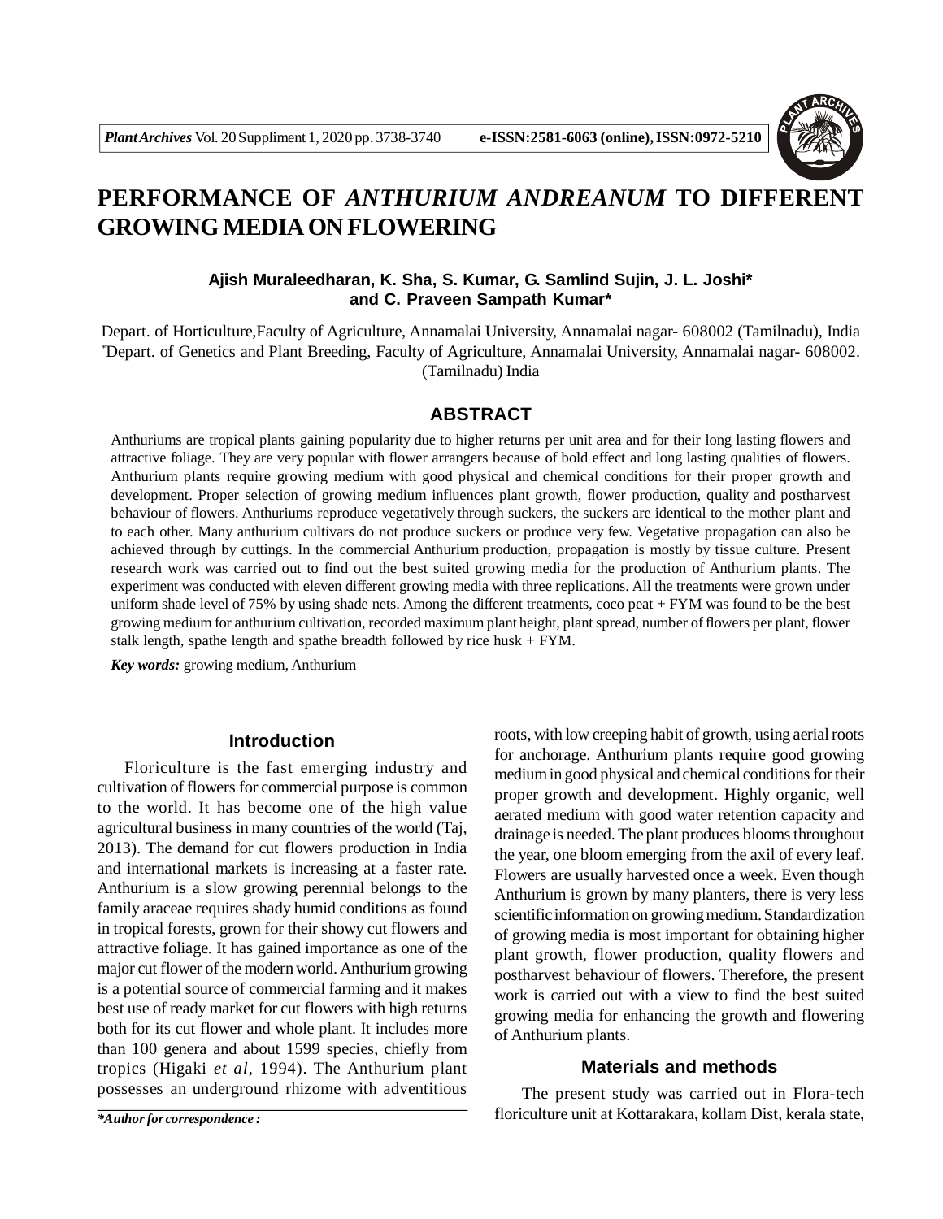# PERFORMANCE OF *ANTHURIUM ANDREANUM* TO DIFFERENT GROWING MEDIA ON FLOWERING

**Ajish Muraleedharan, K. Sha, S. Kumar, G. Samlind Sujin, J. L. Joshi* and C. Praveen Sampath Kumar***

Depart. of Horticulture,Faculty of Agriculture, Annamalai University, Annamalai nagar- 608002 (Tamilnadu), India
*Depart. of Genetics and Plant Breeding, Faculty of Agriculture, Annamalai University, Annamalai nagar- 608002. (Tamilnadu) India

## ABSTRACT

Anthuriums are tropical plants gaining popularity due to higher returns per unit area and for their long lasting flowers and attractive foliage. They are very popular with flower arrangers because of bold effect and long lasting qualities of flowers. Anthurium plants require growing medium with good physical and chemical conditions for their proper growth and development. Proper selection of growing medium influences plant growth, flower production, quality and postharvest behaviour of flowers. Anthuriums reproduce vegetatively through suckers, the suckers are identical to the mother plant and to each other. Many anthurium cultivars do not produce suckers or produce very few. Vegetative propagation can also be achieved through by cuttings. In the commercial Anthurium production, propagation is mostly by tissue culture. Present research work was carried out to find out the best suited growing media for the production of Anthurium plants. The experiment was conducted with eleven different growing media with three replications. All the treatments were grown under uniform shade level of 75% by using shade nets. Among the different treatments, coco peat + FYM was found to be the best growing medium for anthurium cultivation, recorded maximum plant height, plant spread, number of flowers per plant, flower stalk length, spathe length and spathe breadth followed by rice husk + FYM.

***Key words:*** growing medium, Anthurium

## Introduction

Floriculture is the fast emerging industry and cultivation of flowers for commercial purpose is common to the world. It has become one of the high value agricultural business in many countries of the world (Taj, 2013). The demand for cut flowers production in India and international markets is increasing at a faster rate. Anthurium is a slow growing perennial belongs to the family araceae requires shady humid conditions as found in tropical forests, grown for their showy cut flowers and attractive foliage. It has gained importance as one of the major cut flower of the modern world. Anthurium growing is a potential source of commercial farming and it makes best use of ready market for cut flowers with high returns both for its cut flower and whole plant. It includes more than 100 genera and about 1599 species, chiefly from tropics (Higaki *et al*, 1994). The Anthurium plant possesses an underground rhizome with adventitious roots, with low creeping habit of growth, using aerial roots for anchorage. Anthurium plants require good growing medium in good physical and chemical conditions for their proper growth and development. Highly organic, well aerated medium with good water retention capacity and drainage is needed. The plant produces blooms throughout the year, one bloom emerging from the axil of every leaf. Flowers are usually harvested once a week. Even though Anthurium is grown by many planters, there is very less scientific information on growing medium. Standardization of growing media is most important for obtaining higher plant growth, flower production, quality flowers and postharvest behaviour of flowers. Therefore, the present work is carried out with a view to find the best suited growing media for enhancing the growth and flowering of Anthurium plants.

## Materials and methods

The present study was carried out in Flora-tech floriculture unit at Kottarakara, kollam Dist, kerala state,

***Author for correspondence :**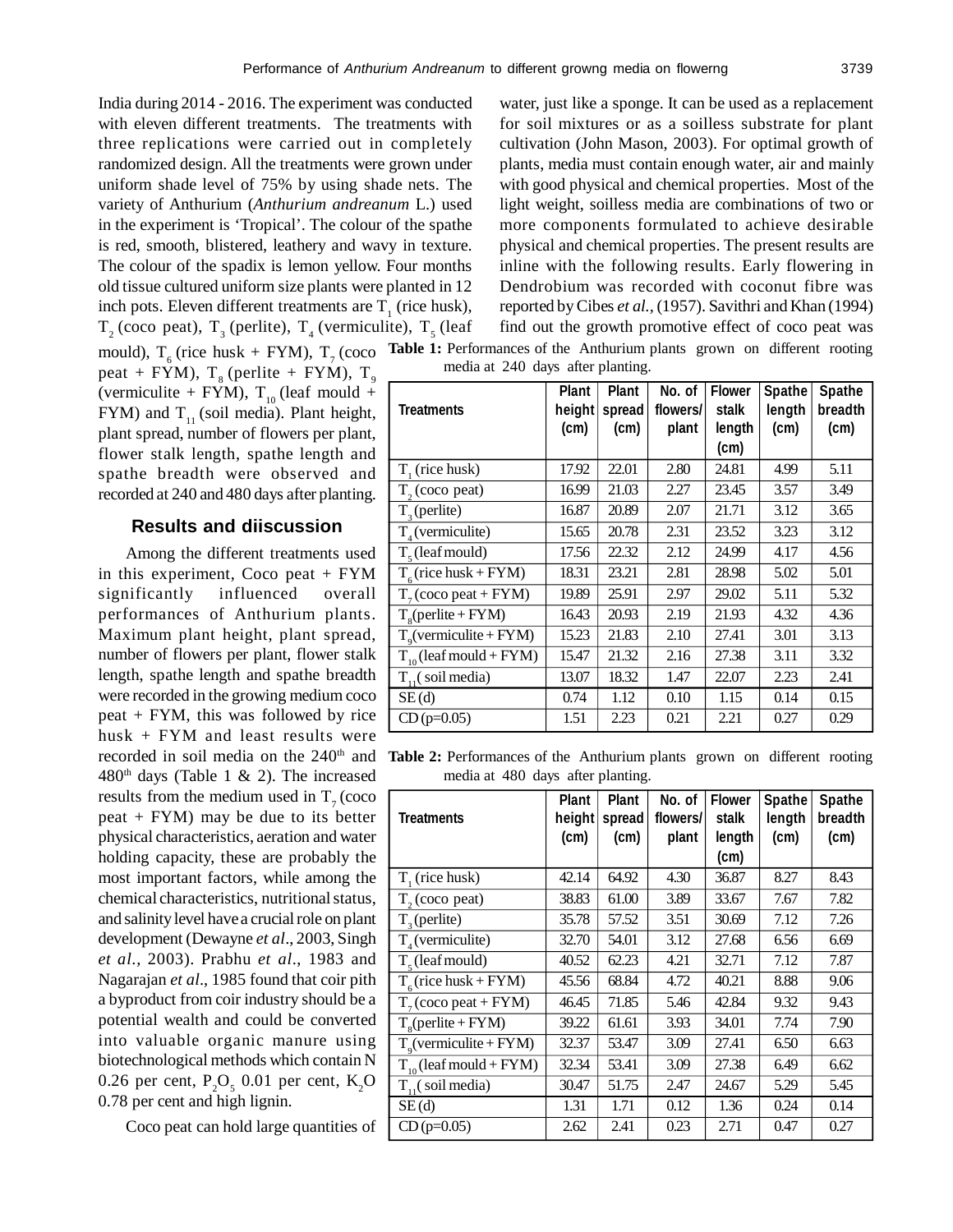India during 2014 - 2016. The experiment was conducted with eleven different treatments. The treatments with three replications were carried out in completely randomized design. All the treatments were grown under uniform shade level of 75% by using shade nets. The variety of Anthurium (*Anthurium andreanum* L.) used in the experiment is 'Tropical'. The colour of the spathe is red, smooth, blistered, leathery and wavy in texture. The colour of the spadix is lemon yellow. Four months old tissue cultured uniform size plants were planted in 12 inch pots. Eleven different treatments are $T_1$ (rice husk), $T_2$ (coco peat), $T_3$ (perlite), $T_4$ (vermiculite), $T_5$ (leaf mould), $T_6$ (rice husk + FYM), $T_7$ (coco peat + FYM), $T_8$ (perlite + FYM), $T_9$ (vermiculite + FYM), $T_{10}$ (leaf mould + FYM) and $T_{11}$ (soil media). Plant height, plant spread, number of flowers per plant, flower stalk length, spathe length and spathe breadth were observed and recorded at 240 and 480 days after planting.

## Results and diiscussion

Among the different treatments used in this experiment, Coco peat + FYM significantly influenced overall performances of Anthurium plants. Maximum plant height, plant spread, number of flowers per plant, flower stalk length, spathe length and spathe breadth were recorded in the growing medium coco peat + FYM, this was followed by rice husk + FYM and least results were recorded in soil media on the 240th and 480th days (Table 1 & 2). The increased results from the medium used in $T_7$ (coco peat + FYM) may be due to its better physical characteristics, aeration and water holding capacity, these are probably the most important factors, while among the chemical characteristics, nutritional status, and salinity level have a crucial role on plant development (Dewayne *et al*., 2003, Singh *et al*., 2003). Prabhu *et al*., 1983 and Nagarajan *et al*., 1985 found that coir pith a byproduct from coir industry should be a potential wealth and could be converted into valuable organic manure using biotechnological methods which contain N 0.26 per cent, $P_2O_5$ 0.01 per cent, $K_2O$ 0.78 per cent and high lignin.

Coco peat can hold large quantities of water, just like a sponge. It can be used as a replacement for soil mixtures or as a soilless substrate for plant cultivation (John Mason, 2003). For optimal growth of plants, media must contain enough water, air and mainly with good physical and chemical properties. Most of the light weight, soilless media are combinations of two or more components formulated to achieve desirable physical and chemical properties. The present results are inline with the following results. Early flowering in Dendrobium was recorded with coconut fibre was reported by Cibes *et al.,* (1957). Savithri and Khan (1994) find out the growth promotive effect of coco peat was

**Table 1:** Performances of the Anthurium plants grown on different rooting media at 240 days after planting.

| Treatments | Plant height (cm) | Plant spread (cm) | No. of flowers/ plant | Flower stalk length (cm) | Spathe length (cm) | Spathe breadth (cm) |
|---|---|---|---|---|---|---|
| $T_1$ (rice husk) | 17.92 | 22.01 | 2.80 | 24.81 | 4.99 | 5.11 |
| $T_2$ (coco peat) | 16.99 | 21.03 | 2.27 | 23.45 | 3.57 | 3.49 |
| $T_3$ (perlite) | 16.87 | 20.89 | 2.07 | 21.71 | 3.12 | 3.65 |
| $T_4$ (vermiculite) | 15.65 | 20.78 | 2.31 | 23.52 | 3.23 | 3.12 |
| $T_5$ (leaf mould) | 17.56 | 22.32 | 2.12 | 24.99 | 4.17 | 4.56 |
| $T_6$ (rice husk + FYM) | 18.31 | 23.21 | 2.81 | 28.98 | 5.02 | 5.01 |
| $T_7$ (coco peat + FYM) | 19.89 | 25.91 | 2.97 | 29.02 | 5.11 | 5.32 |
| $T_8$(perlite + FYM) | 16.43 | 20.93 | 2.19 | 21.93 | 4.32 | 4.36 |
| $T_9$(vermiculite + FYM) | 15.23 | 21.83 | 2.10 | 27.41 | 3.01 | 3.13 |
| $T_{10}$ (leaf mould + FYM) | 15.47 | 21.32 | 2.16 | 27.38 | 3.11 | 3.32 |
| $T_{11}$( soil media) | 13.07 | 18.32 | 1.47 | 22.07 | 2.23 | 2.41 |
| SE (d) | 0.74 | 1.12 | 0.10 | 1.15 | 0.14 | 0.15 |
| CD (p=0.05) | 1.51 | 2.23 | 0.21 | 2.21 | 0.27 | 0.29 |

**Table 2:** Performances of the Anthurium plants grown on different rooting media at 480 days after planting.

| Treatments | Plant height (cm) | Plant spread (cm) | No. of flowers/ plant | Flower stalk length (cm) | Spathe length (cm) | Spathe breadth (cm) |
|---|---|---|---|---|---|---|
| $T_1$ (rice husk) | 42.14 | 64.92 | 4.30 | 36.87 | 8.27 | 8.43 |
| $T_2$ (coco peat) | 38.83 | 61.00 | 3.89 | 33.67 | 7.67 | 7.82 |
| $T_3$ (perlite) | 35.78 | 57.52 | 3.51 | 30.69 | 7.12 | 7.26 |
| $T_4$ (vermiculite) | 32.70 | 54.01 | 3.12 | 27.68 | 6.56 | 6.69 |
| $T_5$ (leaf mould) | 40.52 | 62.23 | 4.21 | 32.71 | 7.12 | 7.87 |
| $T_6$ (rice husk + FYM) | 45.56 | 68.84 | 4.72 | 40.21 | 8.88 | 9.06 |
| $T_7$ (coco peat + FYM) | 46.45 | 71.85 | 5.46 | 42.84 | 9.32 | 9.43 |
| $T_8$(perlite + FYM) | 39.22 | 61.61 | 3.93 | 34.01 | 7.74 | 7.90 |
| $T_9$(vermiculite + FYM) | 32.37 | 53.47 | 3.09 | 27.41 | 6.50 | 6.63 |
| $T_{10}$ (leaf mould + FYM) | 32.34 | 53.41 | 3.09 | 27.38 | 6.49 | 6.62 |
| $T_{11}$( soil media) | 30.47 | 51.75 | 2.47 | 24.67 | 5.29 | 5.45 |
| SE (d) | 1.31 | 1.71 | 0.12 | 1.36 | 0.24 | 0.14 |
| CD (p=0.05) | 2.62 | 2.41 | 0.23 | 2.71 | 0.47 | 0.27 |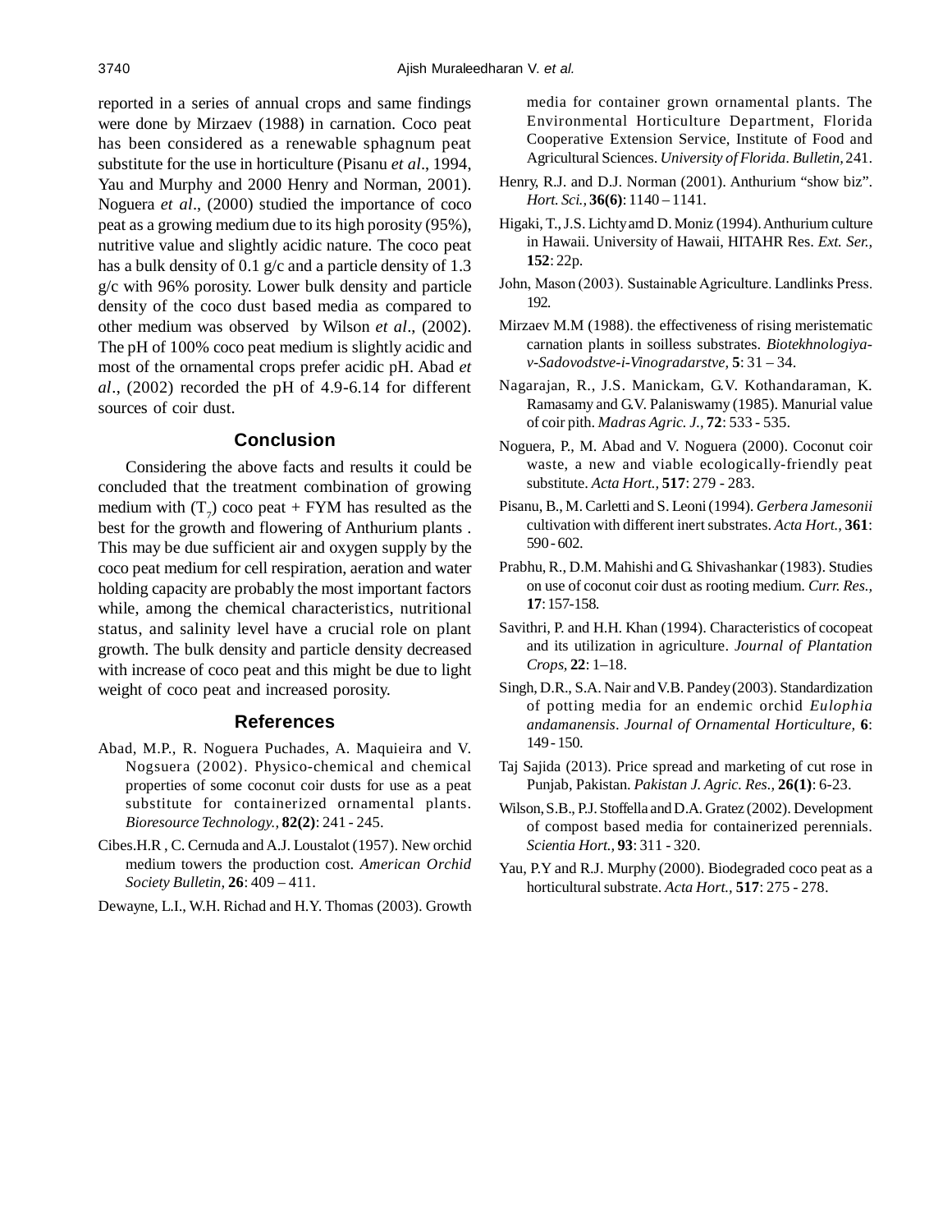reported in a series of annual crops and same findings were done by Mirzaev (1988) in carnation. Coco peat has been considered as a renewable sphagnum peat substitute for the use in horticulture (Pisanu *et al*., 1994, Yau and Murphy and 2000 Henry and Norman, 2001). Noguera *et al*., (2000) studied the importance of coco peat as a growing medium due to its high porosity (95%), nutritive value and slightly acidic nature. The coco peat has a bulk density of 0.1 g/c and a particle density of 1.3 g/c with 96% porosity. Lower bulk density and particle density of the coco dust based media as compared to other medium was observed by Wilson *et al*., (2002). The pH of 100% coco peat medium is slightly acidic and most of the ornamental crops prefer acidic pH. Abad *et al*., (2002) recorded the pH of 4.9-6.14 for different sources of coir dust.

## Conclusion

Considering the above facts and results it could be concluded that the treatment combination of growing medium with ($T_7$) coco peat + FYM has resulted as the best for the growth and flowering of Anthurium plants . This may be due sufficient air and oxygen supply by the coco peat medium for cell respiration, aeration and water holding capacity are probably the most important factors while, among the chemical characteristics, nutritional status, and salinity level have a crucial role on plant growth. The bulk density and particle density decreased with increase of coco peat and this might be due to light weight of coco peat and increased porosity.

## References

Abad, M.P., R. Noguera Puchades, A. Maquieira and V. Nogsuera (2002). Physico-chemical and chemical properties of some coconut coir dusts for use as a peat substitute for containerized ornamental plants. *Bioresource Technology.*, **82(2)**: 241 - 245.

Cibes.H.R , C. Cernuda and A.J. Loustalot (1957). New orchid medium towers the production cost. *American Orchid Society Bulletin*, **26**: 409 – 411.

Dewayne, L.I., W.H. Richad and H.Y. Thomas (2003). Growth media for container grown ornamental plants. The Environmental Horticulture Department, Florida Cooperative Extension Service, Institute of Food and Agricultural Sciences. *University of Florida*. *Bulletin*, 241.

Henry, R.J. and D.J. Norman (2001). Anthurium "show biz". *Hort. Sci.*, **36(6)**: 1140 – 1141.

Higaki, T., J.S. Lichty amd D. Moniz (1994). Anthurium culture in Hawaii. University of Hawaii, HITAHR Res. *Ext. Ser.*, **152**: 22p.

John, Mason (2003). Sustainable Agriculture. Landlinks Press. 192.

Mirzaev M.M (1988). the effectiveness of rising meristematic carnation plants in soilless substrates. *Biotekhnologiya-v-Sadovodstve-i-Vinogradarstve*, **5**: 31 – 34.

Nagarajan, R., J.S. Manickam, G.V. Kothandaraman, K. Ramasamy and G.V. Palaniswamy (1985). Manurial value of coir pith. *Madras Agric. J.*, **72**: 533 - 535.

Noguera, P., M. Abad and V. Noguera (2000). Coconut coir waste, a new and viable ecologically-friendly peat substitute. *Acta Hort.*, **517**: 279 - 283.

Pisanu, B., M. Carletti and S. Leoni (1994). *Gerbera Jamesonii* cultivation with different inert substrates. *Acta Hort.*, **361**: 590 - 602.

Prabhu, R., D.M. Mahishi and G. Shivashankar (1983). Studies on use of coconut coir dust as rooting medium. *Curr. Res.*, **17**: 157-158.

Savithri, P. and H.H. Khan (1994). Characteristics of cocopeat and its utilization in agriculture. *Journal of Plantation Crops*, **22**: 1–18.

Singh, D.R., S.A. Nair and V.B. Pandey (2003). Standardization of potting media for an endemic orchid *Eulophia andamanensis*. *Journal of Ornamental Horticulture*, **6**: 149 - 150.

Taj Sajida (2013). Price spread and marketing of cut rose in Punjab, Pakistan. *Pakistan J. Agric. Res.*, **26(1)**: 6-23.

Wilson, S.B., P.J. Stoffella and D.A. Gratez (2002). Development of compost based media for containerized perennials. *Scientia Hort.*, **93**: 311 - 320.

Yau, P.Y and R.J. Murphy (2000). Biodegraded coco peat as a horticultural substrate. *Acta Hort.*, **517**: 275 - 278.